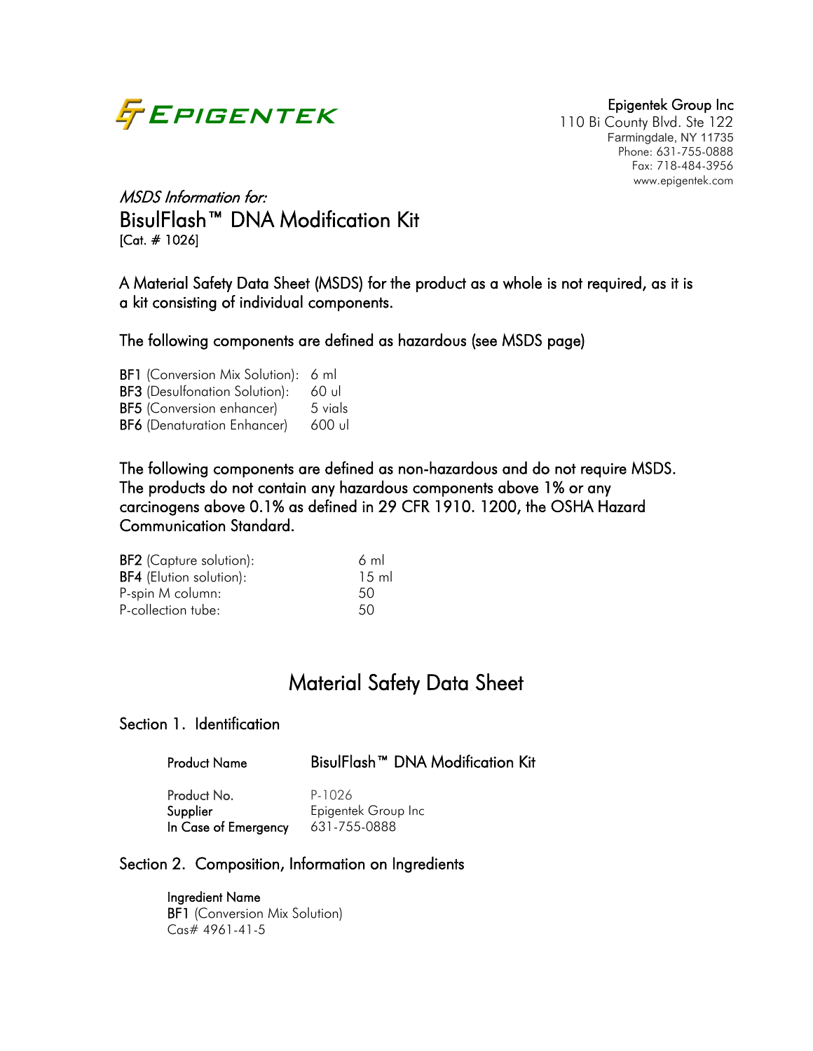**EPIGENTEK**

**Epigentek Group Inc**
110 Bi County Blvd. Ste 122
Farmingdale, NY 11735
Phone: 631-755-0888
Fax: 718-484-3956
www.epigentek.com

*MSDS Information for:*

## BisulFlash™ DNA Modification Kit

[Cat. # 1026]

A Material Safety Data Sheet (MSDS) for the product as a whole is not required, as it is a kit consisting of individual components.

The following components are defined as hazardous (see MSDS page)

| | |
|---|---|
| **BF1** (Conversion Mix Solution): | 6 ml |
| **BF3** (Desulfonation Solution): | 60 ul |
| **BF5** (Conversion enhancer) | 5 vials |
| **BF6** (Denaturation Enhancer) | 600 ul |

The following components are defined as non-hazardous and do not require MSDS. The products do not contain any hazardous components above 1% or any carcinogens above 0.1% as defined in 29 CFR 1910. 1200, the OSHA Hazard Communication Standard.

| | |
|---|---|
| **BF2** (Capture solution): | 6 ml |
| **BF4** (Elution solution): | 15 ml |
| P-spin M column: | 50 |
| P-collection tube: | 50 |

# Material Safety Data Sheet

## Section 1. Identification

| | |
|---|---|
| Product Name | BisulFlash™ DNA Modification Kit |
| Product No. | P-1026 |
| Supplier | Epigentek Group Inc |
| In Case of Emergency | 631-755-0888 |

## Section 2. Composition, Information on Ingredients

Ingredient Name
**BF1** (Conversion Mix Solution)
Cas# 4961-41-5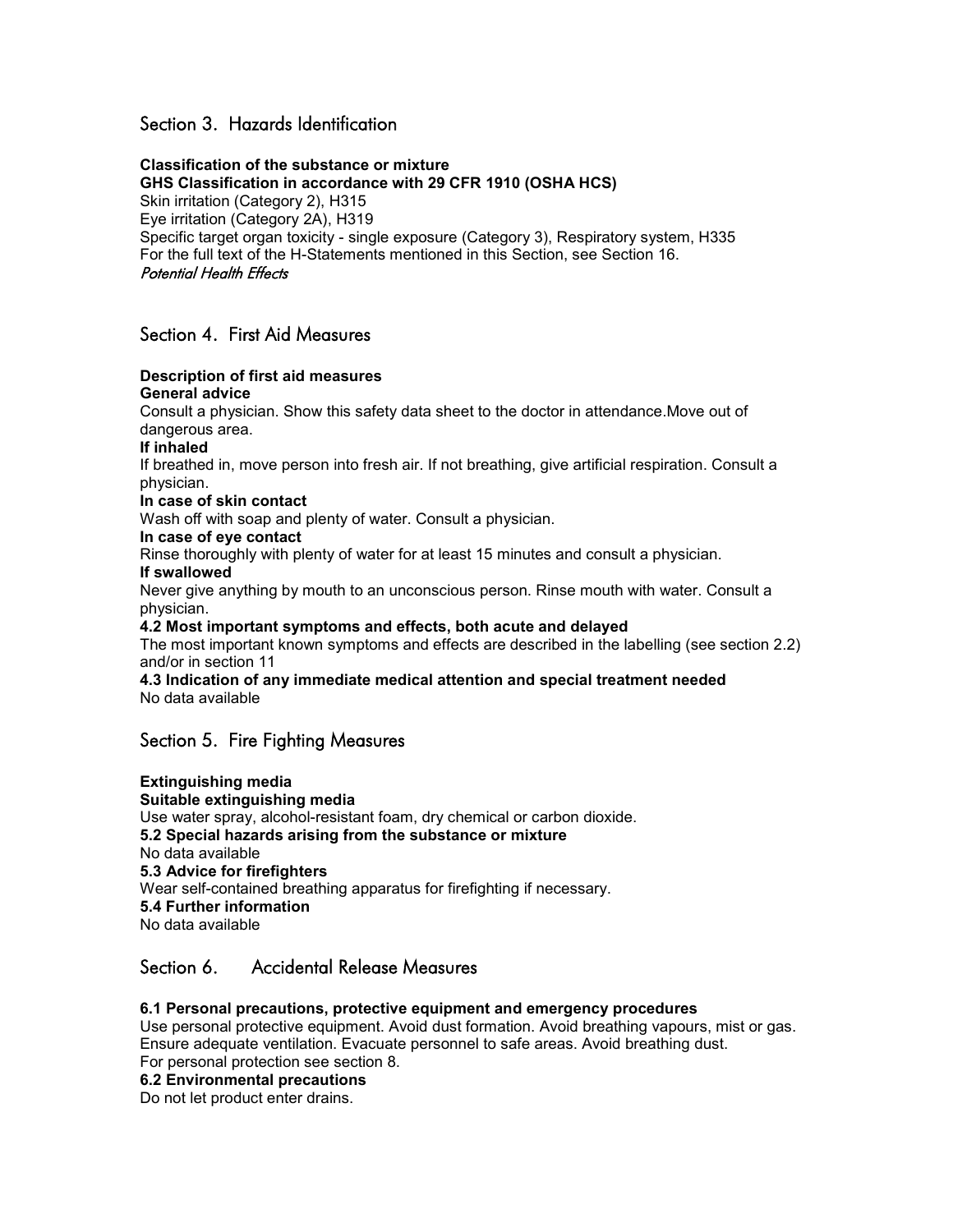## Section 3. Hazards Identification

**Classification of the substance or mixture**
**GHS Classification in accordance with 29 CFR 1910 (OSHA HCS)**
Skin irritation (Category 2), H315
Eye irritation (Category 2A), H319
Specific target organ toxicity - single exposure (Category 3), Respiratory system, H335
For the full text of the H-Statements mentioned in this Section, see Section 16.
*Potential Health Effects*

## Section 4. First Aid Measures

**Description of first aid measures**
**General advice**
Consult a physician. Show this safety data sheet to the doctor in attendance.Move out of dangerous area.
**If inhaled**
If breathed in, move person into fresh air. If not breathing, give artificial respiration. Consult a physician.
**In case of skin contact**
Wash off with soap and plenty of water. Consult a physician.
**In case of eye contact**
Rinse thoroughly with plenty of water for at least 15 minutes and consult a physician.
**If swallowed**
Never give anything by mouth to an unconscious person. Rinse mouth with water. Consult a physician.
**4.2 Most important symptoms and effects, both acute and delayed**
The most important known symptoms and effects are described in the labelling (see section 2.2) and/or in section 11
**4.3 Indication of any immediate medical attention and special treatment needed**
No data available

## Section 5. Fire Fighting Measures

**Extinguishing media**
**Suitable extinguishing media**
Use water spray, alcohol-resistant foam, dry chemical or carbon dioxide.
**5.2 Special hazards arising from the substance or mixture**
No data available
**5.3 Advice for firefighters**
Wear self-contained breathing apparatus for firefighting if necessary.
**5.4 Further information**
No data available

## Section 6. Accidental Release Measures

**6.1 Personal precautions, protective equipment and emergency procedures**
Use personal protective equipment. Avoid dust formation. Avoid breathing vapours, mist or gas. Ensure adequate ventilation. Evacuate personnel to safe areas. Avoid breathing dust.
For personal protection see section 8.
**6.2 Environmental precautions**
Do not let product enter drains.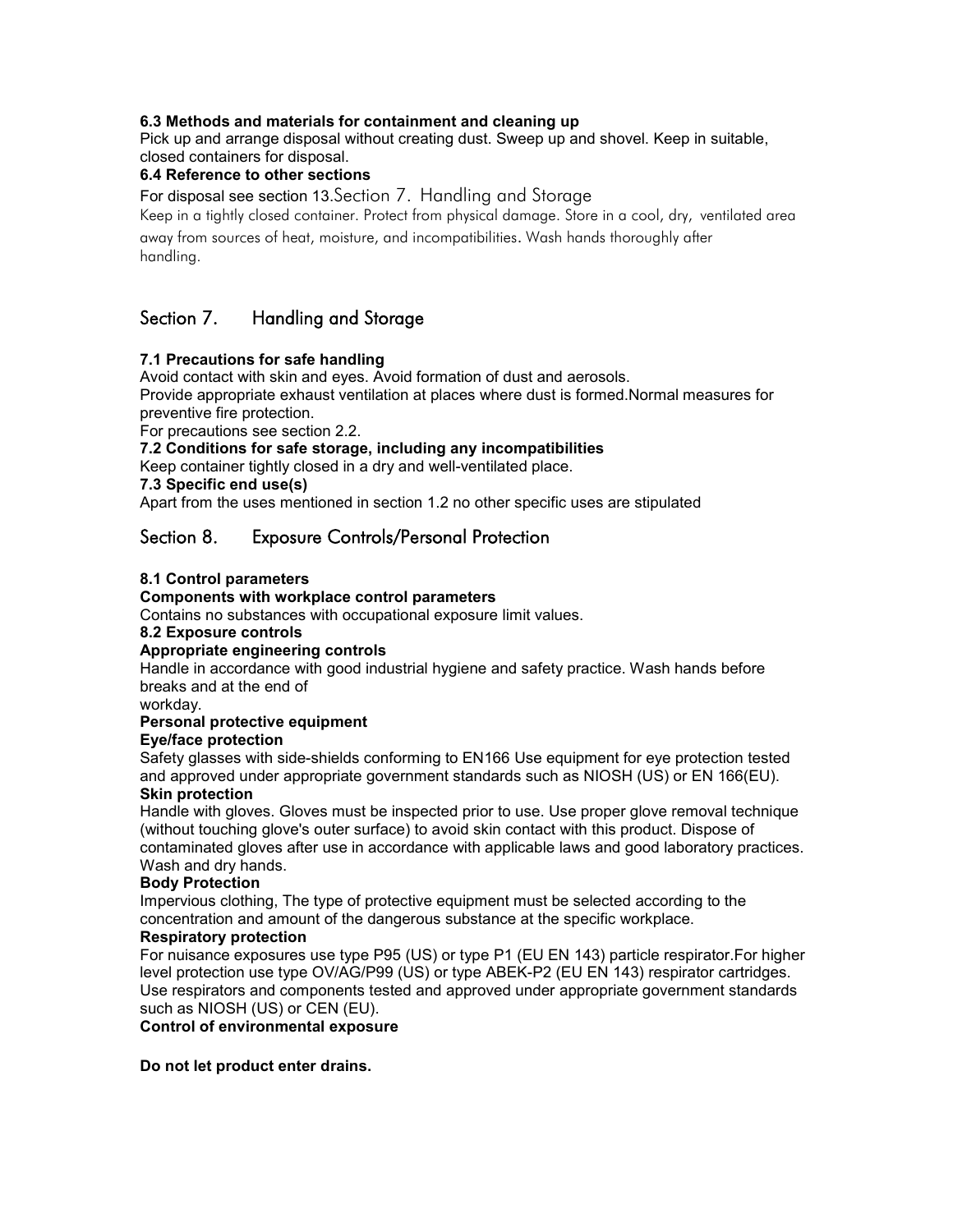**6.3 Methods and materials for containment and cleaning up**

Pick up and arrange disposal without creating dust. Sweep up and shovel. Keep in suitable, closed containers for disposal.

**6.4 Reference to other sections**

For disposal see section 13.Section 7. Handling and Storage

Keep in a tightly closed container. Protect from physical damage. Store in a cool, dry, ventilated area away from sources of heat, moisture, and incompatibilities. Wash hands thoroughly after handling.

## Section 7. Handling and Storage

**7.1 Precautions for safe handling**

Avoid contact with skin and eyes. Avoid formation of dust and aerosols.

Provide appropriate exhaust ventilation at places where dust is formed.Normal measures for preventive fire protection.

For precautions see section 2.2.

**7.2 Conditions for safe storage, including any incompatibilities**

Keep container tightly closed in a dry and well-ventilated place.

**7.3 Specific end use(s)**

Apart from the uses mentioned in section 1.2 no other specific uses are stipulated

## Section 8. Exposure Controls/Personal Protection

**8.1 Control parameters**

**Components with workplace control parameters**

Contains no substances with occupational exposure limit values.

**8.2 Exposure controls**

**Appropriate engineering controls**

Handle in accordance with good industrial hygiene and safety practice. Wash hands before breaks and at the end of workday.

**Personal protective equipment**

**Eye/face protection**

Safety glasses with side-shields conforming to EN166 Use equipment for eye protection tested and approved under appropriate government standards such as NIOSH (US) or EN 166(EU).

**Skin protection**

Handle with gloves. Gloves must be inspected prior to use. Use proper glove removal technique (without touching glove's outer surface) to avoid skin contact with this product. Dispose of contaminated gloves after use in accordance with applicable laws and good laboratory practices. Wash and dry hands.

**Body Protection**

Impervious clothing, The type of protective equipment must be selected according to the concentration and amount of the dangerous substance at the specific workplace.

**Respiratory protection**

For nuisance exposures use type P95 (US) or type P1 (EU EN 143) particle respirator.For higher level protection use type OV/AG/P99 (US) or type ABEK-P2 (EU EN 143) respirator cartridges. Use respirators and components tested and approved under appropriate government standards such as NIOSH (US) or CEN (EU).

**Control of environmental exposure**

**Do not let product enter drains.**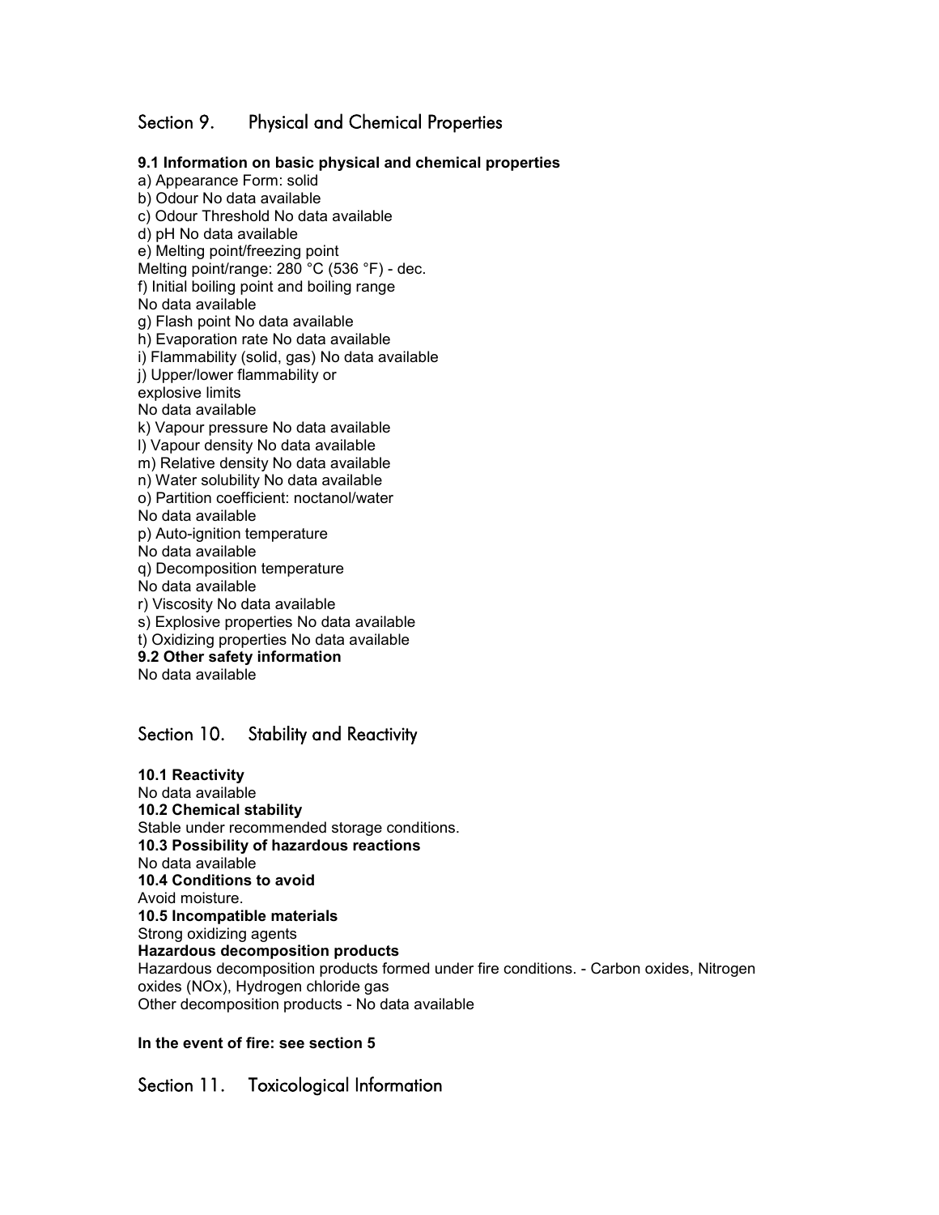## Section 9. Physical and Chemical Properties

**9.1 Information on basic physical and chemical properties**

a) Appearance Form: solid
b) Odour No data available
c) Odour Threshold No data available
d) pH No data available
e) Melting point/freezing point
Melting point/range: 280 °C (536 °F) - dec.
f) Initial boiling point and boiling range
No data available
g) Flash point No data available
h) Evaporation rate No data available
i) Flammability (solid, gas) No data available
j) Upper/lower flammability or
explosive limits
No data available
k) Vapour pressure No data available
l) Vapour density No data available
m) Relative density No data available
n) Water solubility No data available
o) Partition coefficient: noctanol/water
No data available
p) Auto-ignition temperature
No data available
q) Decomposition temperature
No data available
r) Viscosity No data available
s) Explosive properties No data available
t) Oxidizing properties No data available

**9.2 Other safety information**

No data available

## Section 10. Stability and Reactivity

**10.1 Reactivity**

No data available

**10.2 Chemical stability**

Stable under recommended storage conditions.

**10.3 Possibility of hazardous reactions**

No data available

**10.4 Conditions to avoid**

Avoid moisture.

**10.5 Incompatible materials**

Strong oxidizing agents

**Hazardous decomposition products**

Hazardous decomposition products formed under fire conditions. - Carbon oxides, Nitrogen oxides (NOx), Hydrogen chloride gas
Other decomposition products - No data available

**In the event of fire: see section 5**

## Section 11. Toxicological Information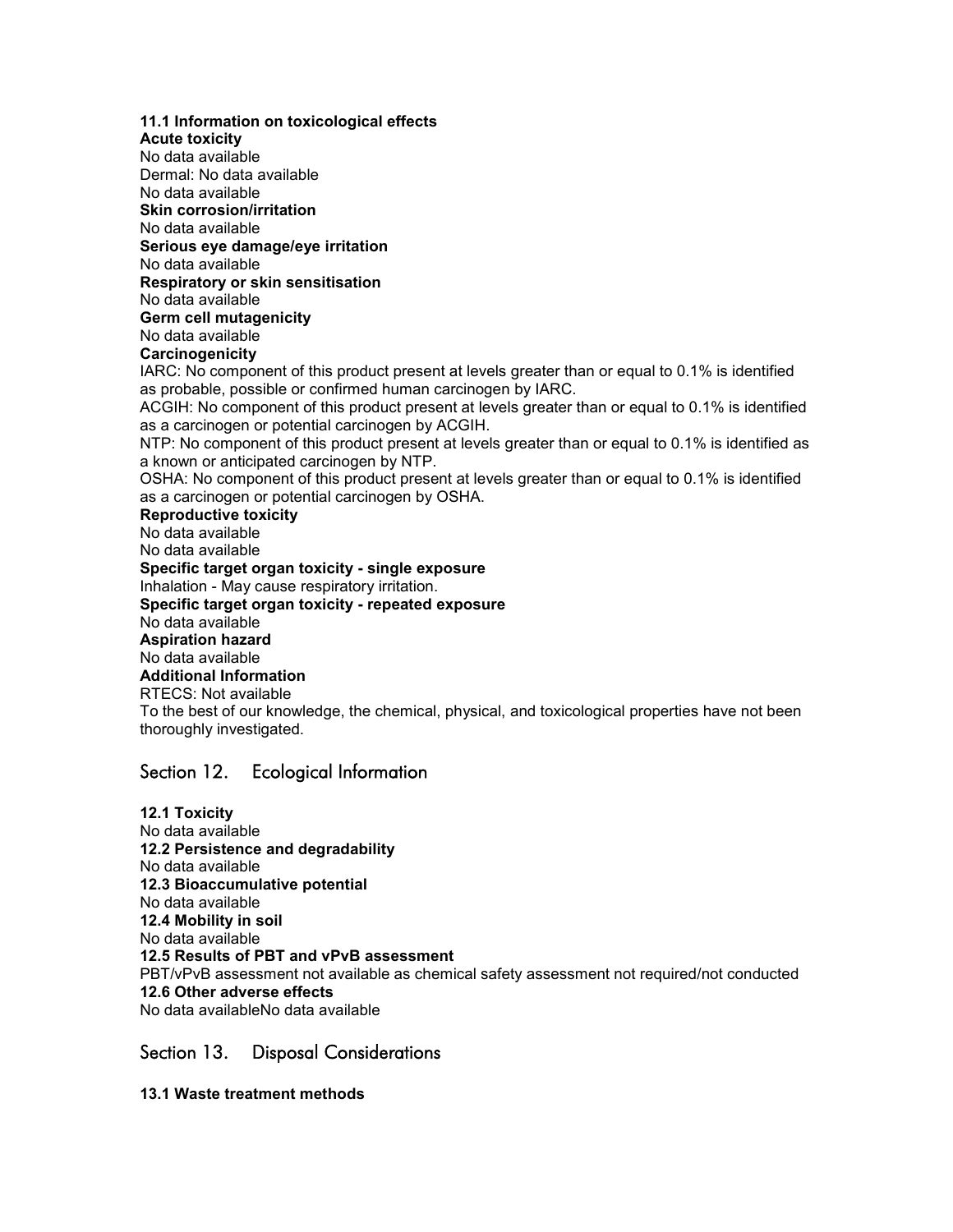**11.1 Information on toxicological effects**

**Acute toxicity**

No data available

Dermal: No data available

No data available

**Skin corrosion/irritation**

No data available

**Serious eye damage/eye irritation**

No data available

**Respiratory or skin sensitisation**

No data available

**Germ cell mutagenicity**

No data available

**Carcinogenicity**

IARC: No component of this product present at levels greater than or equal to 0.1% is identified as probable, possible or confirmed human carcinogen by IARC.

ACGIH: No component of this product present at levels greater than or equal to 0.1% is identified as a carcinogen or potential carcinogen by ACGIH.

NTP: No component of this product present at levels greater than or equal to 0.1% is identified as a known or anticipated carcinogen by NTP.

OSHA: No component of this product present at levels greater than or equal to 0.1% is identified as a carcinogen or potential carcinogen by OSHA.

**Reproductive toxicity**

No data available

No data available

**Specific target organ toxicity - single exposure**

Inhalation - May cause respiratory irritation.

**Specific target organ toxicity - repeated exposure**

No data available

**Aspiration hazard**

No data available

**Additional Information**

RTECS: Not available

To the best of our knowledge, the chemical, physical, and toxicological properties have not been thoroughly investigated.

## Section 12. Ecological Information

**12.1 Toxicity**

No data available

**12.2 Persistence and degradability**

No data available

**12.3 Bioaccumulative potential**

No data available

**12.4 Mobility in soil**

No data available

**12.5 Results of PBT and vPvB assessment**

PBT/vPvB assessment not available as chemical safety assessment not required/not conducted

**12.6 Other adverse effects**

No data availableNo data available

## Section 13. Disposal Considerations

**13.1 Waste treatment methods**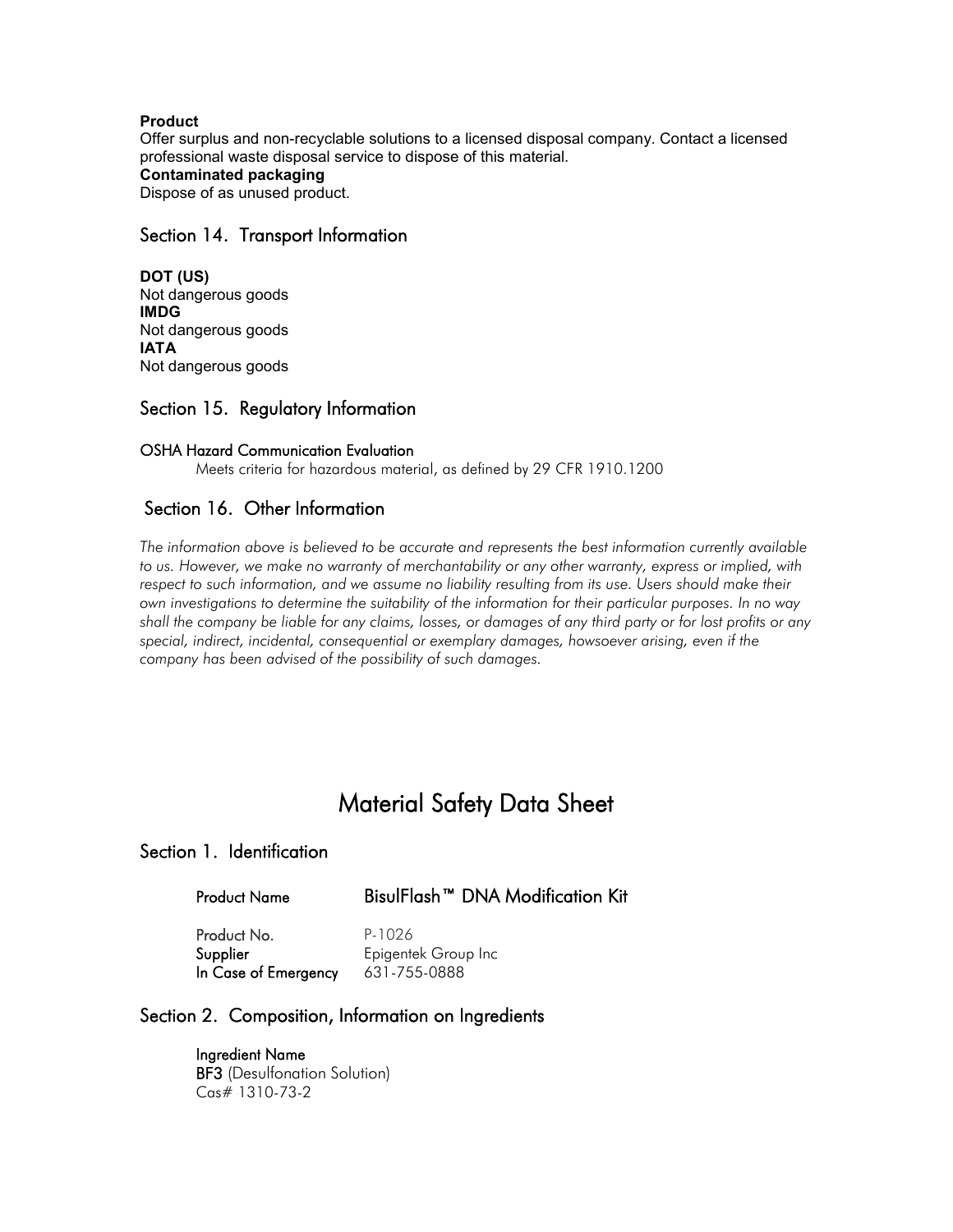**Product**

Offer surplus and non-recyclable solutions to a licensed disposal company. Contact a licensed professional waste disposal service to dispose of this material.

**Contaminated packaging**

Dispose of as unused product.

## Section 14. Transport Information

**DOT (US)**
Not dangerous goods
**IMDG**
Not dangerous goods
**IATA**
Not dangerous goods

## Section 15. Regulatory Information

OSHA Hazard Communication Evaluation

Meets criteria for hazardous material, as defined by 29 CFR 1910.1200

## Section 16. Other Information

*The information above is believed to be accurate and represents the best information currently available to us. However, we make no warranty of merchantability or any other warranty, express or implied, with respect to such information, and we assume no liability resulting from its use. Users should make their own investigations to determine the suitability of the information for their particular purposes. In no way shall the company be liable for any claims, losses, or damages of any third party or for lost profits or any special, indirect, incidental, consequential or exemplary damages, howsoever arising, even if the company has been advised of the possibility of such damages.*

# Material Safety Data Sheet

## Section 1. Identification

Product Name: BisulFlash™ DNA Modification Kit

Product No.: P-1026
Supplier: Epigentek Group Inc
In Case of Emergency: 631-755-0888

## Section 2. Composition, Information on Ingredients

Ingredient Name
**BF3** (Desulfonation Solution)
Cas# 1310-73-2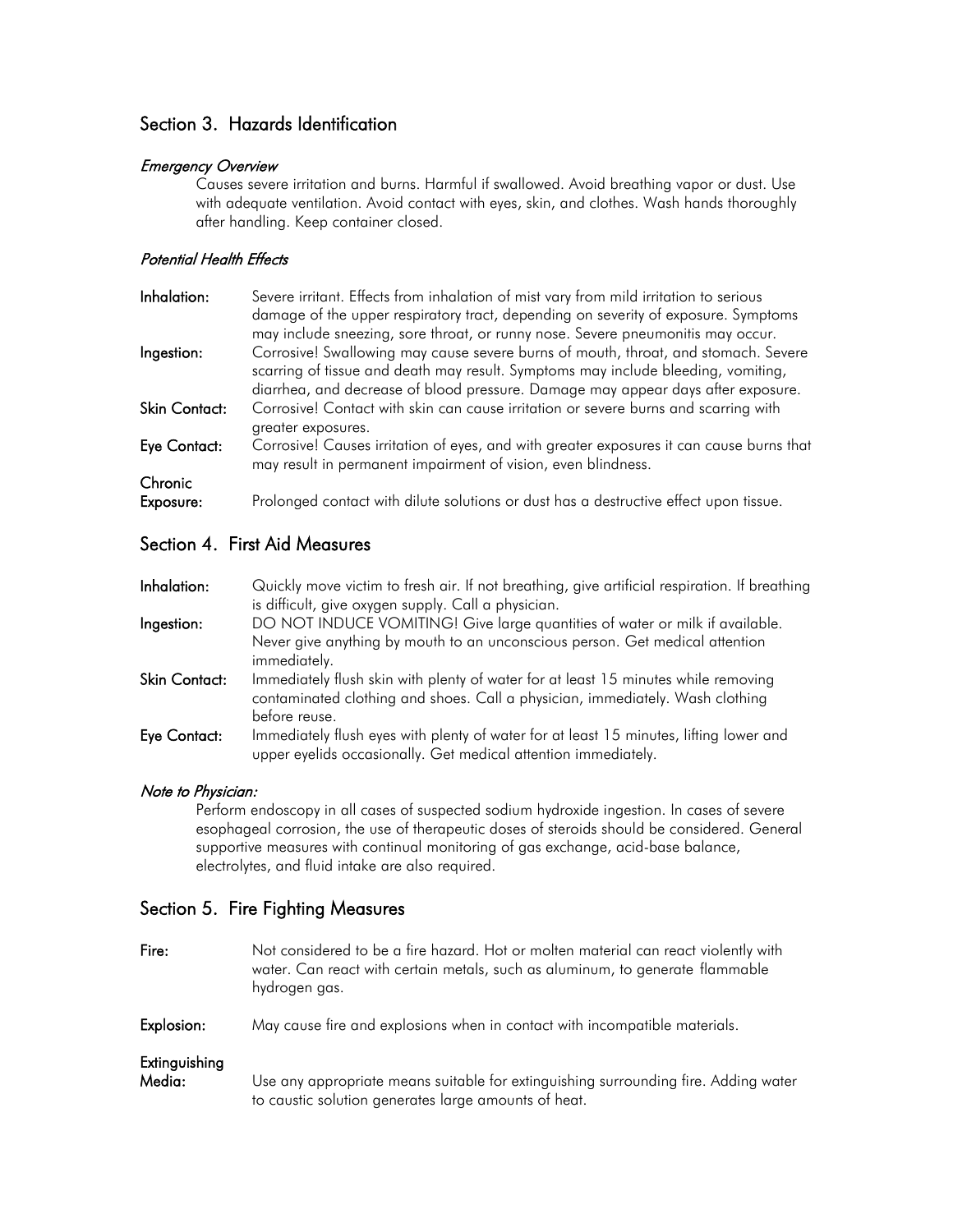## Section 3. Hazards Identification

### *Emergency Overview*

Causes severe irritation and burns. Harmful if swallowed. Avoid breathing vapor or dust. Use with adequate ventilation. Avoid contact with eyes, skin, and clothes. Wash hands thoroughly after handling. Keep container closed.

### *Potential Health Effects*

**Inhalation:** Severe irritant. Effects from inhalation of mist vary from mild irritation to serious damage of the upper respiratory tract, depending on severity of exposure. Symptoms may include sneezing, sore throat, or runny nose. Severe pneumonitis may occur.

**Ingestion:** Corrosive! Swallowing may cause severe burns of mouth, throat, and stomach. Severe scarring of tissue and death may result. Symptoms may include bleeding, vomiting, diarrhea, and decrease of blood pressure. Damage may appear days after exposure.

**Skin Contact:** Corrosive! Contact with skin can cause irritation or severe burns and scarring with greater exposures.

**Eye Contact:** Corrosive! Causes irritation of eyes, and with greater exposures it can cause burns that may result in permanent impairment of vision, even blindness.

**Chronic Exposure:** Prolonged contact with dilute solutions or dust has a destructive effect upon tissue.

## Section 4. First Aid Measures

**Inhalation:** Quickly move victim to fresh air. If not breathing, give artificial respiration. If breathing is difficult, give oxygen supply. Call a physician.

**Ingestion:** DO NOT INDUCE VOMITING! Give large quantities of water or milk if available. Never give anything by mouth to an unconscious person. Get medical attention immediately.

**Skin Contact:** Immediately flush skin with plenty of water for at least 15 minutes while removing contaminated clothing and shoes. Call a physician, immediately. Wash clothing before reuse.

**Eye Contact:** Immediately flush eyes with plenty of water for at least 15 minutes, lifting lower and upper eyelids occasionally. Get medical attention immediately.

### *Note to Physician:*

Perform endoscopy in all cases of suspected sodium hydroxide ingestion. In cases of severe esophageal corrosion, the use of therapeutic doses of steroids should be considered. General supportive measures with continual monitoring of gas exchange, acid-base balance, electrolytes, and fluid intake are also required.

## Section 5. Fire Fighting Measures

**Fire:** Not considered to be a fire hazard. Hot or molten material can react violently with water. Can react with certain metals, such as aluminum, to generate flammable hydrogen gas.

**Explosion:** May cause fire and explosions when in contact with incompatible materials.

**Extinguishing Media:** Use any appropriate means suitable for extinguishing surrounding fire. Adding water to caustic solution generates large amounts of heat.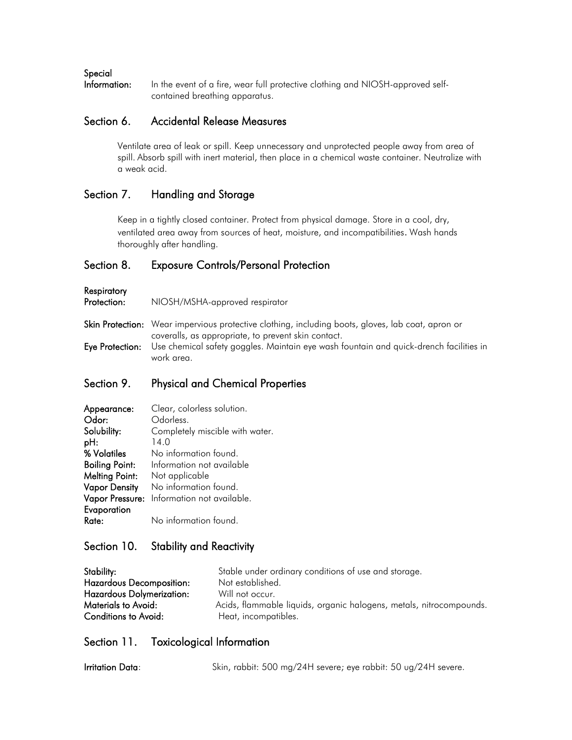**Special Information:** In the event of a fire, wear full protective clothing and NIOSH-approved self-contained breathing apparatus.

## Section 6. Accidental Release Measures

Ventilate area of leak or spill. Keep unnecessary and unprotected people away from area of spill. Absorb spill with inert material, then place in a chemical waste container. Neutralize with a weak acid.

## Section 7. Handling and Storage

Keep in a tightly closed container. Protect from physical damage. Store in a cool, dry, ventilated area away from sources of heat, moisture, and incompatibilities. Wash hands thoroughly after handling.

## Section 8. Exposure Controls/Personal Protection

**Respiratory Protection:** NIOSH/MSHA-approved respirator

**Skin Protection:** Wear impervious protective clothing, including boots, gloves, lab coat, apron or coveralls, as appropriate, to prevent skin contact.

**Eye Protection:** Use chemical safety goggles. Maintain eye wash fountain and quick-drench facilities in work area.

## Section 9. Physical and Chemical Properties

**Appearance:** Clear, colorless solution.
**Odor:** Odorless.
**Solubility:** Completely miscible with water.
**pH:** 14.0
**% Volatiles** No information found.
**Boiling Point:** Information not available
**Melting Point:** Not applicable
**Vapor Density** No information found.
**Vapor Pressure:** Information not available.
**Evaporation Rate:** No information found.

## Section 10. Stability and Reactivity

**Stability:** Stable under ordinary conditions of use and storage.
**Hazardous Decomposition:** Not established.
**Hazardous Dolymerization:** Will not occur.
**Materials to Avoid:** Acids, flammable liquids, organic halogens, metals, nitrocompounds.
**Conditions to Avoid:** Heat, incompatibles.

## Section 11. Toxicological Information

**Irritation Data**: Skin, rabbit: 500 mg/24H severe; eye rabbit: 50 ug/24H severe.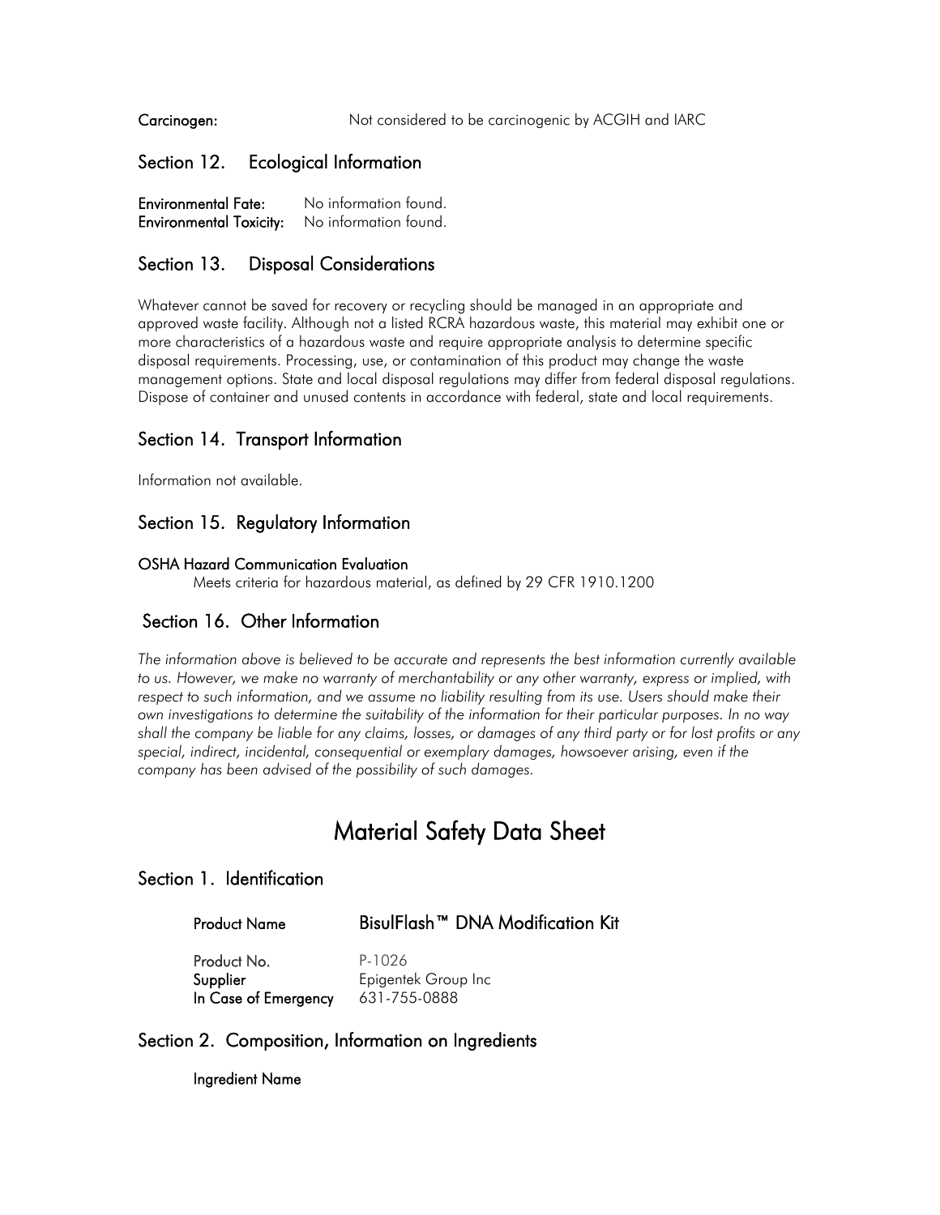**Carcinogen:** Not considered to be carcinogenic by ACGIH and IARC

## Section 12. Ecological Information

**Environmental Fate:** No information found.
**Environmental Toxicity:** No information found.

## Section 13. Disposal Considerations

Whatever cannot be saved for recovery or recycling should be managed in an appropriate and approved waste facility. Although not a listed RCRA hazardous waste, this material may exhibit one or more characteristics of a hazardous waste and require appropriate analysis to determine specific disposal requirements. Processing, use, or contamination of this product may change the waste management options. State and local disposal regulations may differ from federal disposal regulations. Dispose of container and unused contents in accordance with federal, state and local requirements.

## Section 14. Transport Information

Information not available.

## Section 15. Regulatory Information

**OSHA Hazard Communication Evaluation**

Meets criteria for hazardous material, as defined by 29 CFR 1910.1200

## Section 16. Other Information

*The information above is believed to be accurate and represents the best information currently available to us. However, we make no warranty of merchantability or any other warranty, express or implied, with respect to such information, and we assume no liability resulting from its use. Users should make their own investigations to determine the suitability of the information for their particular purposes. In no way shall the company be liable for any claims, losses, or damages of any third party or for lost profits or any special, indirect, incidental, consequential or exemplary damages, howsoever arising, even if the company has been advised of the possibility of such damages.*

# Material Safety Data Sheet

## Section 1. Identification

**Product Name** **BisulFlash™ DNA Modification Kit**

**Product No.** P-1026
**Supplier** Epigentek Group Inc
**In Case of Emergency** 631-755-0888

## Section 2. Composition, Information on Ingredients

**Ingredient Name**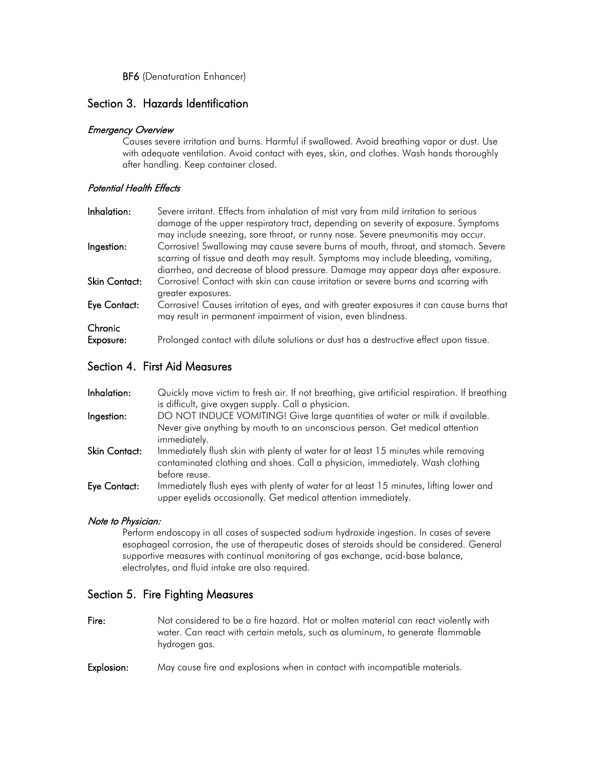**BF6** (Denaturation Enhancer)

## Section 3. Hazards Identification

### *Emergency Overview*

Causes severe irritation and burns. Harmful if swallowed. Avoid breathing vapor or dust. Use with adequate ventilation. Avoid contact with eyes, skin, and clothes. Wash hands thoroughly after handling. Keep container closed.

### *Potential Health Effects*

**Inhalation:** Severe irritant. Effects from inhalation of mist vary from mild irritation to serious damage of the upper respiratory tract, depending on severity of exposure. Symptoms may include sneezing, sore throat, or runny nose. Severe pneumonitis may occur.

**Ingestion:** Corrosive! Swallowing may cause severe burns of mouth, throat, and stomach. Severe scarring of tissue and death may result. Symptoms may include bleeding, vomiting, diarrhea, and decrease of blood pressure. Damage may appear days after exposure.

**Skin Contact:** Corrosive! Contact with skin can cause irritation or severe burns and scarring with greater exposures.

**Eye Contact:** Corrosive! Causes irritation of eyes, and with greater exposures it can cause burns that may result in permanent impairment of vision, even blindness.

**Chronic Exposure:** Prolonged contact with dilute solutions or dust has a destructive effect upon tissue.

## Section 4. First Aid Measures

**Inhalation:** Quickly move victim to fresh air. If not breathing, give artificial respiration. If breathing is difficult, give oxygen supply. Call a physician.

**Ingestion:** DO NOT INDUCE VOMITING! Give large quantities of water or milk if available. Never give anything by mouth to an unconscious person. Get medical attention immediately.

**Skin Contact:** Immediately flush skin with plenty of water for at least 15 minutes while removing contaminated clothing and shoes. Call a physician, immediately. Wash clothing before reuse.

**Eye Contact:** Immediately flush eyes with plenty of water for at least 15 minutes, lifting lower and upper eyelids occasionally. Get medical attention immediately.

### *Note to Physician:*

Perform endoscopy in all cases of suspected sodium hydroxide ingestion. In cases of severe esophageal corrosion, the use of therapeutic doses of steroids should be considered. General supportive measures with continual monitoring of gas exchange, acid-base balance, electrolytes, and fluid intake are also required.

## Section 5. Fire Fighting Measures

**Fire:** Not considered to be a fire hazard. Hot or molten material can react violently with water. Can react with certain metals, such as aluminum, to generate flammable hydrogen gas.

**Explosion:** May cause fire and explosions when in contact with incompatible materials.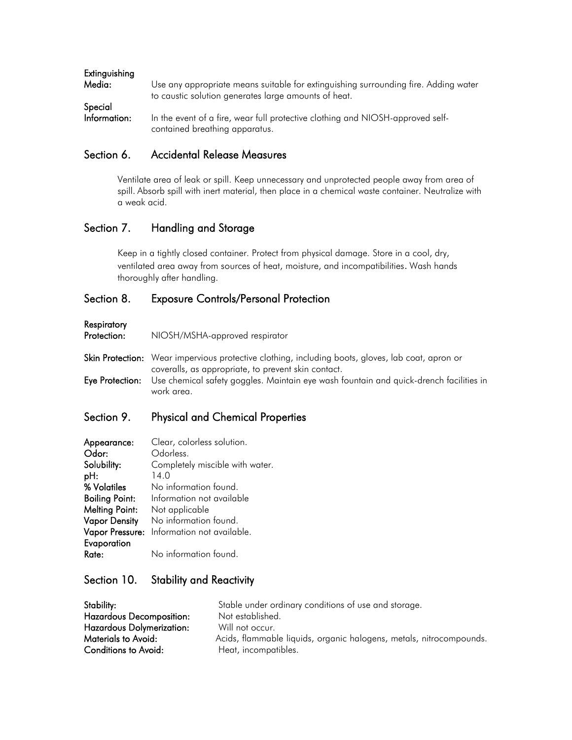**Extinguishing Media:** Use any appropriate means suitable for extinguishing surrounding fire. Adding water to caustic solution generates large amounts of heat.

**Special Information:** In the event of a fire, wear full protective clothing and NIOSH-approved self-contained breathing apparatus.

## Section 6. Accidental Release Measures

Ventilate area of leak or spill. Keep unnecessary and unprotected people away from area of spill. Absorb spill with inert material, then place in a chemical waste container. Neutralize with a weak acid.

## Section 7. Handling and Storage

Keep in a tightly closed container. Protect from physical damage. Store in a cool, dry, ventilated area away from sources of heat, moisture, and incompatibilities. Wash hands thoroughly after handling.

## Section 8. Exposure Controls/Personal Protection

**Respiratory Protection:** NIOSH/MSHA-approved respirator

**Skin Protection:** Wear impervious protective clothing, including boots, gloves, lab coat, apron or coveralls, as appropriate, to prevent skin contact.

**Eye Protection:** Use chemical safety goggles. Maintain eye wash fountain and quick-drench facilities in work area.

## Section 9. Physical and Chemical Properties

**Appearance:** Clear, colorless solution.
**Odor:** Odorless.
**Solubility:** Completely miscible with water.
**pH:** 14.0
**% Volatiles** No information found.
**Boiling Point:** Information not available
**Melting Point:** Not applicable
**Vapor Density** No information found.
**Vapor Pressure:** Information not available.
**Evaporation Rate:** No information found.

## Section 10. Stability and Reactivity

**Stability:** Stable under ordinary conditions of use and storage.
**Hazardous Decomposition:** Not established.
**Hazardous Dolymerization:** Will not occur.
**Materials to Avoid:** Acids, flammable liquids, organic halogens, metals, nitrocompounds.
**Conditions to Avoid:** Heat, incompatibles.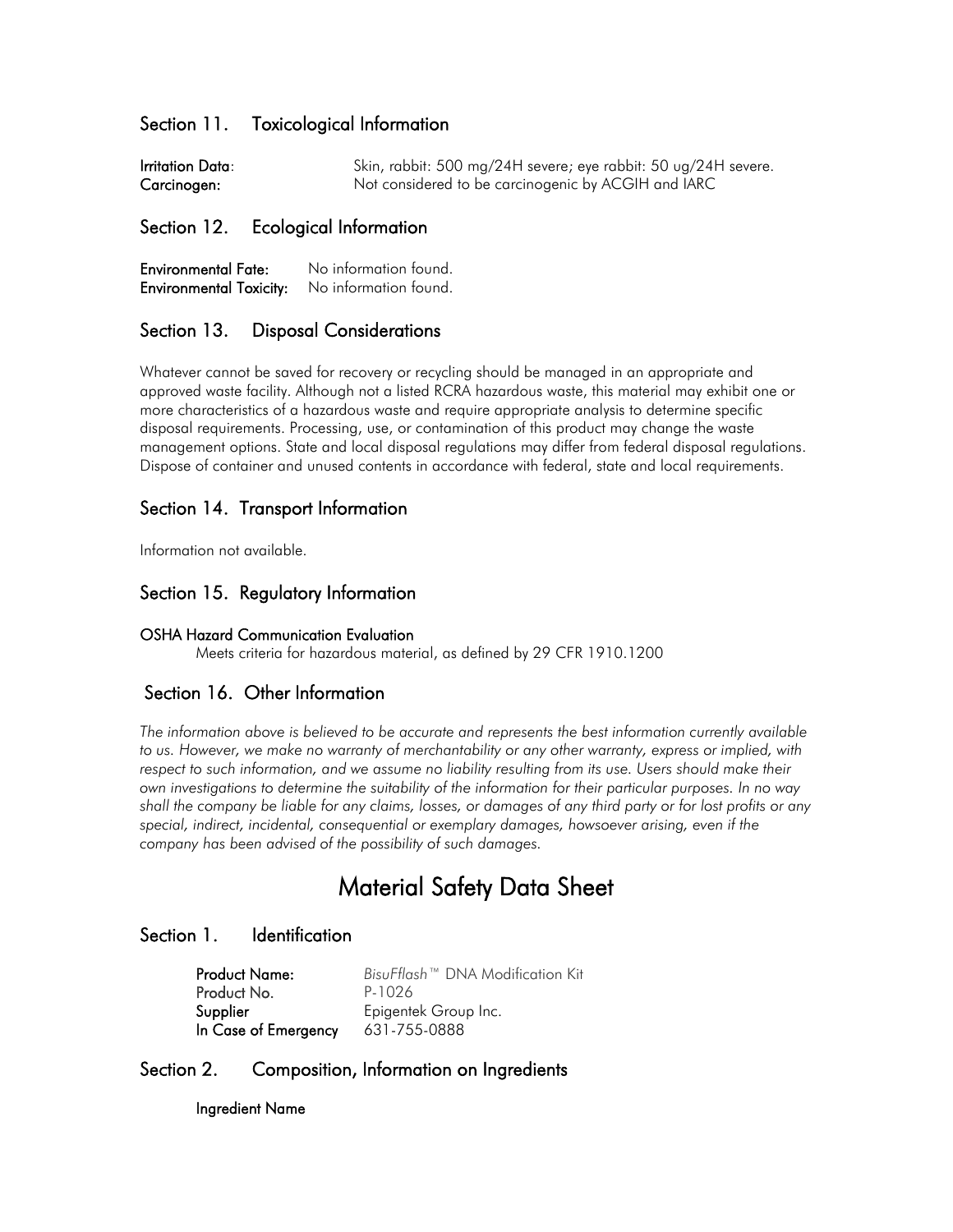## Section 11. Toxicological Information

**Irritation Data**: Skin, rabbit: 500 mg/24H severe; eye rabbit: 50 ug/24H severe.
**Carcinogen:** Not considered to be carcinogenic by ACGIH and IARC

## Section 12. Ecological Information

**Environmental Fate:** No information found.
**Environmental Toxicity:** No information found.

## Section 13. Disposal Considerations

Whatever cannot be saved for recovery or recycling should be managed in an appropriate and approved waste facility. Although not a listed RCRA hazardous waste, this material may exhibit one or more characteristics of a hazardous waste and require appropriate analysis to determine specific disposal requirements. Processing, use, or contamination of this product may change the waste management options. State and local disposal regulations may differ from federal disposal regulations. Dispose of container and unused contents in accordance with federal, state and local requirements.

## Section 14. Transport Information

Information not available.

## Section 15. Regulatory Information

**OSHA Hazard Communication Evaluation**

Meets criteria for hazardous material, as defined by 29 CFR 1910.1200

## Section 16. Other Information

*The information above is believed to be accurate and represents the best information currently available to us. However, we make no warranty of merchantability or any other warranty, express or implied, with respect to such information, and we assume no liability resulting from its use. Users should make their own investigations to determine the suitability of the information for their particular purposes. In no way shall the company be liable for any claims, losses, or damages of any third party or for lost profits or any special, indirect, incidental, consequential or exemplary damages, howsoever arising, even if the company has been advised of the possibility of such damages.*

# Material Safety Data Sheet

## Section 1. Identification

**Product Name:** *BisuFflash*™ DNA Modification Kit
Product No. P-1026
**Supplier** Epigentek Group Inc.
**In Case of Emergency** 631-755-0888

## Section 2. Composition, Information on Ingredients

**Ingredient Name**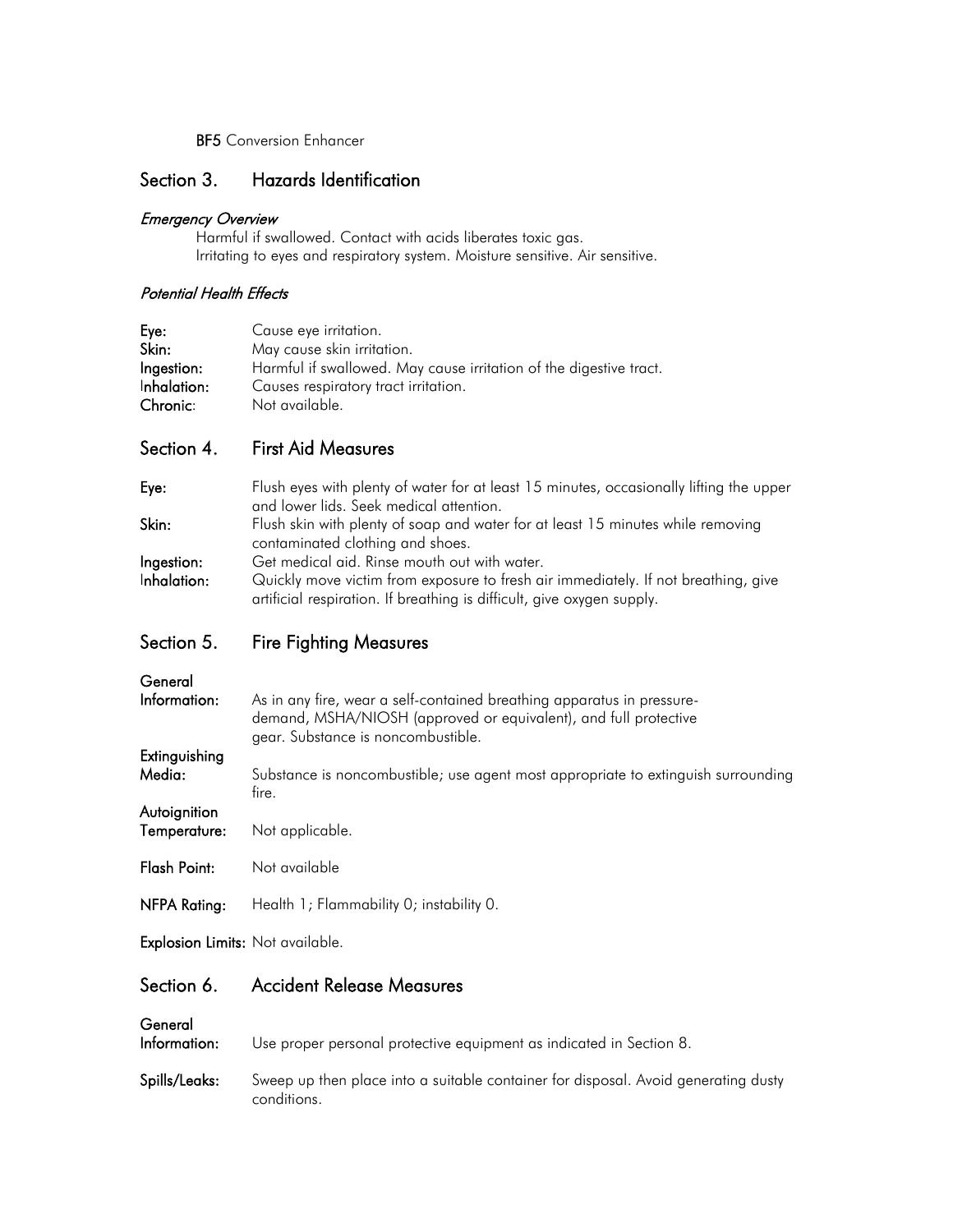**BF5** Conversion Enhancer

## Section 3. Hazards Identification

### *Emergency Overview*

Harmful if swallowed. Contact with acids liberates toxic gas.
Irritating to eyes and respiratory system. Moisture sensitive. Air sensitive.

### *Potential Health Effects*

**Eye:** Cause eye irritation.
**Skin:** May cause skin irritation.
**Ingestion:** Harmful if swallowed. May cause irritation of the digestive tract.
**Inhalation:** Causes respiratory tract irritation.
**Chronic:** Not available.

## Section 4. First Aid Measures

**Eye:** Flush eyes with plenty of water for at least 15 minutes, occasionally lifting the upper and lower lids. Seek medical attention.

**Skin:** Flush skin with plenty of soap and water for at least 15 minutes while removing contaminated clothing and shoes.

**Ingestion:** Get medical aid. Rinse mouth out with water.

**Inhalation:** Quickly move victim from exposure to fresh air immediately. If not breathing, give artificial respiration. If breathing is difficult, give oxygen supply.

## Section 5. Fire Fighting Measures

**General Information:** As in any fire, wear a self-contained breathing apparatus in pressure-demand, MSHA/NIOSH (approved or equivalent), and full protective gear. Substance is noncombustible.

**Extinguishing Media:** Substance is noncombustible; use agent most appropriate to extinguish surrounding fire.

**Autoignition Temperature:** Not applicable.

**Flash Point:** Not available

**NFPA Rating:** Health 1; Flammability 0; instability 0.

**Explosion Limits:** Not available.

## Section 6. Accident Release Measures

**General Information:** Use proper personal protective equipment as indicated in Section 8.

**Spills/Leaks:** Sweep up then place into a suitable container for disposal. Avoid generating dusty conditions.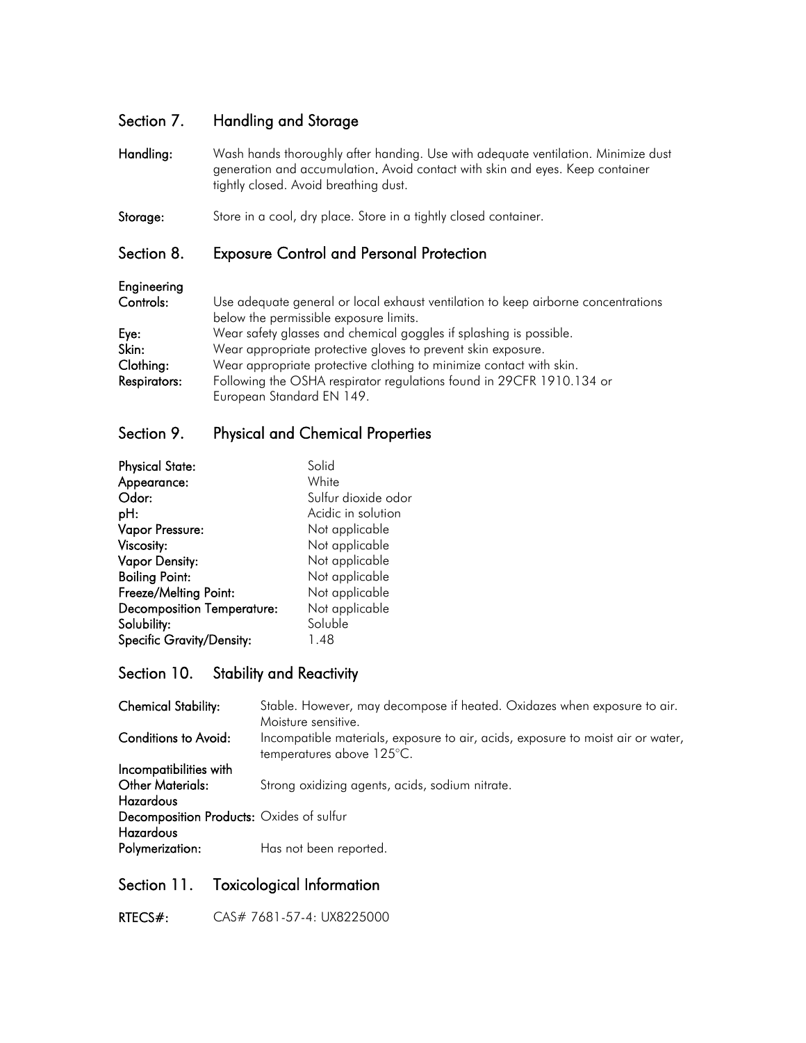## Section 7. Handling and Storage

**Handling:** Wash hands thoroughly after handing. Use with adequate ventilation. Minimize dust generation and accumulation. Avoid contact with skin and eyes. Keep container tightly closed. Avoid breathing dust.

**Storage:** Store in a cool, dry place. Store in a tightly closed container.

## Section 8. Exposure Control and Personal Protection

**Engineering Controls:** Use adequate general or local exhaust ventilation to keep airborne concentrations below the permissible exposure limits.

**Eye:** Wear safety glasses and chemical goggles if splashing is possible.

**Skin:** Wear appropriate protective gloves to prevent skin exposure.

**Clothing:** Wear appropriate protective clothing to minimize contact with skin.

**Respirators:** Following the OSHA respirator regulations found in 29CFR 1910.134 or European Standard EN 149.

## Section 9. Physical and Chemical Properties

| | |
|---|---|
| **Physical State:** | Solid |
| **Appearance:** | White |
| **Odor:** | Sulfur dioxide odor |
| **pH:** | Acidic in solution |
| **Vapor Pressure:** | Not applicable |
| **Viscosity:** | Not applicable |
| **Vapor Density:** | Not applicable |
| **Boiling Point:** | Not applicable |
| **Freeze/Melting Point:** | Not applicable |
| **Decomposition Temperature:** | Not applicable |
| **Solubility:** | Soluble |
| **Specific Gravity/Density:** | 1.48 |

## Section 10. Stability and Reactivity

**Chemical Stability:** Stable. However, may decompose if heated. Oxidazes when exposure to air. Moisture sensitive.

**Conditions to Avoid:** Incompatible materials, exposure to air, acids, exposure to moist air or water, temperatures above 125°C.

**Incompatibilities with Other Materials:** Strong oxidizing agents, acids, sodium nitrate.

**Hazardous Decomposition Products:** Oxides of sulfur

**Hazardous Polymerization:** Has not been reported.

## Section 11. Toxicological Information

**RTECS#:** CAS# 7681-57-4: UX8225000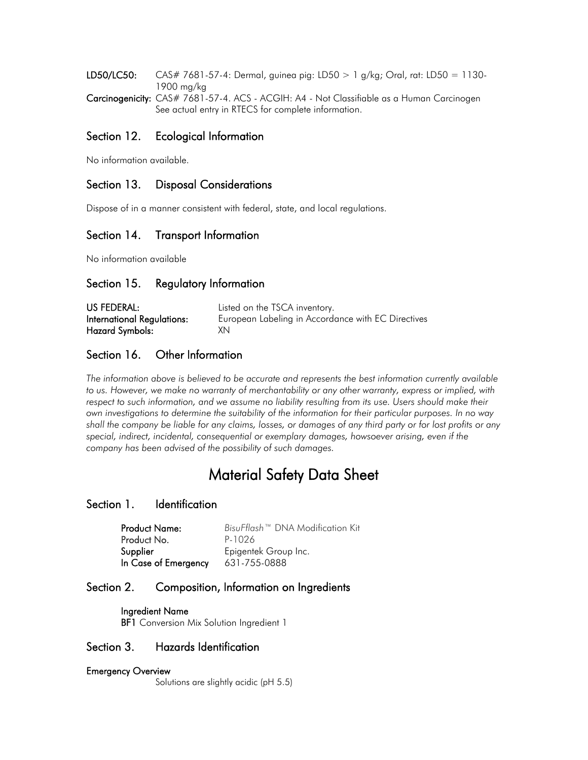**LD50/LC50:** CAS# 7681-57-4: Dermal, guinea pig: LD50 > 1 g/kg; Oral, rat: LD50 = 1130-1900 mg/kg

**Carcinogenicity:** CAS# 7681-57-4. ACS - ACGIH: A4 - Not Classifiable as a Human Carcinogen
See actual entry in RTECS for complete information.

## Section 12. Ecological Information

No information available.

## Section 13. Disposal Considerations

Dispose of in a manner consistent with federal, state, and local regulations.

## Section 14. Transport Information

No information available

## Section 15. Regulatory Information

**US FEDERAL:** Listed on the TSCA inventory.
**International Regulations:** European Labeling in Accordance with EC Directives
**Hazard Symbols:** XN

## Section 16. Other Information

*The information above is believed to be accurate and represents the best information currently available to us. However, we make no warranty of merchantability or any other warranty, express or implied, with respect to such information, and we assume no liability resulting from its use. Users should make their own investigations to determine the suitability of the information for their particular purposes. In no way shall the company be liable for any claims, losses, or damages of any third party or for lost profits or any special, indirect, incidental, consequential or exemplary damages, howsoever arising, even if the company has been advised of the possibility of such damages.*

# Material Safety Data Sheet

## Section 1. Identification

**Product Name:** *BisuFflash*™ DNA Modification Kit
Product No. P-1026
**Supplier** Epigentek Group Inc.
**In Case of Emergency** 631-755-0888

## Section 2. Composition, Information on Ingredients

**Ingredient Name**
**BF1** Conversion Mix Solution Ingredient 1

## Section 3. Hazards Identification

**Emergency Overview**
Solutions are slightly acidic (pH 5.5)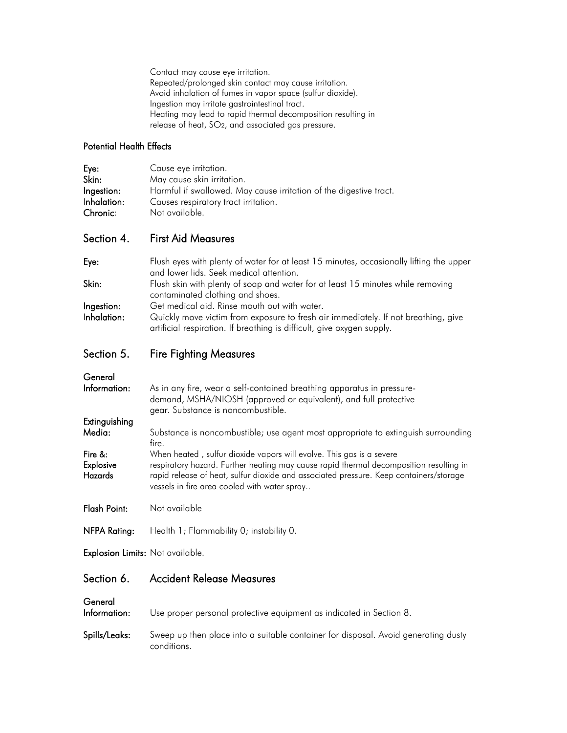Contact may cause eye irritation.
Repeated/prolonged skin contact may cause irritation.
Avoid inhalation of fumes in vapor space (sulfur dioxide).
Ingestion may irritate gastrointestinal tract.
Heating may lead to rapid thermal decomposition resulting in release of heat, $SO_2$, and associated gas pressure.

**Potential Health Effects**

**Eye:** Cause eye irritation.
**Skin:** May cause skin irritation.
**Ingestion:** Harmful if swallowed. May cause irritation of the digestive tract.
**Inhalation:** Causes respiratory tract irritation.
**Chronic:** Not available.

## Section 4. First Aid Measures

**Eye:** Flush eyes with plenty of water for at least 15 minutes, occasionally lifting the upper and lower lids. Seek medical attention.

**Skin:** Flush skin with plenty of soap and water for at least 15 minutes while removing contaminated clothing and shoes.

**Ingestion:** Get medical aid. Rinse mouth out with water.

**Inhalation:** Quickly move victim from exposure to fresh air immediately. If not breathing, give artificial respiration. If breathing is difficult, give oxygen supply.

## Section 5. Fire Fighting Measures

**General Information:** As in any fire, wear a self-contained breathing apparatus in pressure-demand, MSHA/NIOSH (approved or equivalent), and full protective gear. Substance is noncombustible.

**Extinguishing Media:** Substance is noncombustible; use agent most appropriate to extinguish surrounding fire.

**Fire &: Explosive Hazards** When heated , sulfur dioxide vapors will evolve. This gas is a severe respiratory hazard. Further heating may cause rapid thermal decomposition resulting in rapid release of heat, sulfur dioxide and associated pressure. Keep containers/storage vessels in fire area cooled with water spray..

**Flash Point:** Not available

**NFPA Rating:** Health 1; Flammability 0; instability 0.

**Explosion Limits:** Not available.

## Section 6. Accident Release Measures

**General Information:** Use proper personal protective equipment as indicated in Section 8.

**Spills/Leaks:** Sweep up then place into a suitable container for disposal. Avoid generating dusty conditions.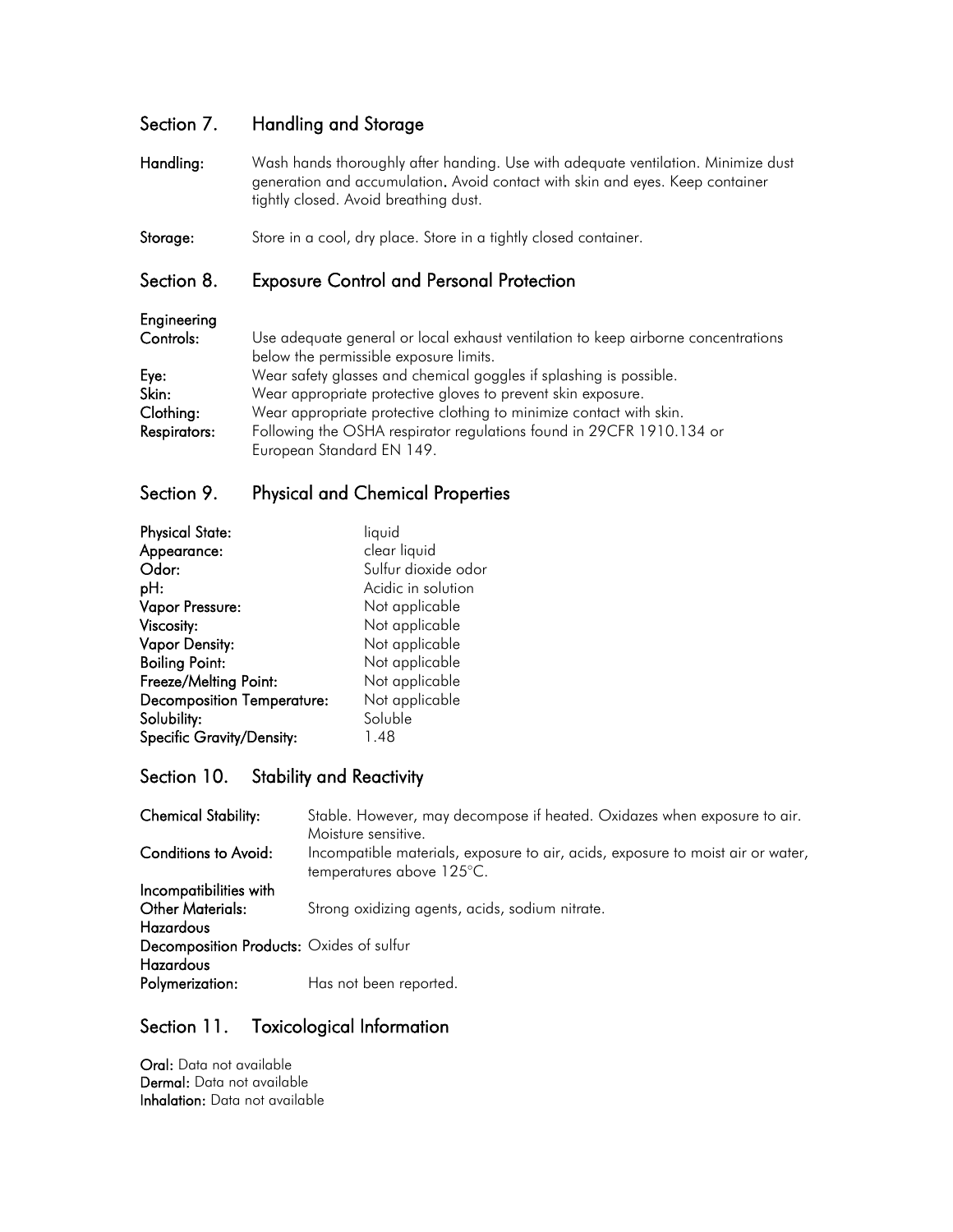## Section 7. Handling and Storage

**Handling:** Wash hands thoroughly after handing. Use with adequate ventilation. Minimize dust generation and accumulation. Avoid contact with skin and eyes. Keep container tightly closed. Avoid breathing dust.

**Storage:** Store in a cool, dry place. Store in a tightly closed container.

## Section 8. Exposure Control and Personal Protection

**Engineering Controls:** Use adequate general or local exhaust ventilation to keep airborne concentrations below the permissible exposure limits.

**Eye:** Wear safety glasses and chemical goggles if splashing is possible.

**Skin:** Wear appropriate protective gloves to prevent skin exposure.

**Clothing:** Wear appropriate protective clothing to minimize contact with skin.

**Respirators:** Following the OSHA respirator regulations found in 29CFR 1910.134 or European Standard EN 149.

## Section 9. Physical and Chemical Properties

| | |
|---|---|
| **Physical State:** | liquid |
| **Appearance:** | clear liquid |
| **Odor:** | Sulfur dioxide odor |
| **pH:** | Acidic in solution |
| **Vapor Pressure:** | Not applicable |
| **Viscosity:** | Not applicable |
| **Vapor Density:** | Not applicable |
| **Boiling Point:** | Not applicable |
| **Freeze/Melting Point:** | Not applicable |
| **Decomposition Temperature:** | Not applicable |
| **Solubility:** | Soluble |
| **Specific Gravity/Density:** | 1.48 |

## Section 10. Stability and Reactivity

**Chemical Stability:** Stable. However, may decompose if heated. Oxidazes when exposure to air. Moisture sensitive.

**Conditions to Avoid:** Incompatible materials, exposure to air, acids, exposure to moist air or water, temperatures above 125°C.

**Incompatibilities with Other Materials:** Strong oxidizing agents, acids, sodium nitrate.

**Hazardous Decomposition Products:** Oxides of sulfur

**Hazardous Polymerization:** Has not been reported.

## Section 11. Toxicological Information

**Oral:** Data not available
**Dermal:** Data not available
**Inhalation:** Data not available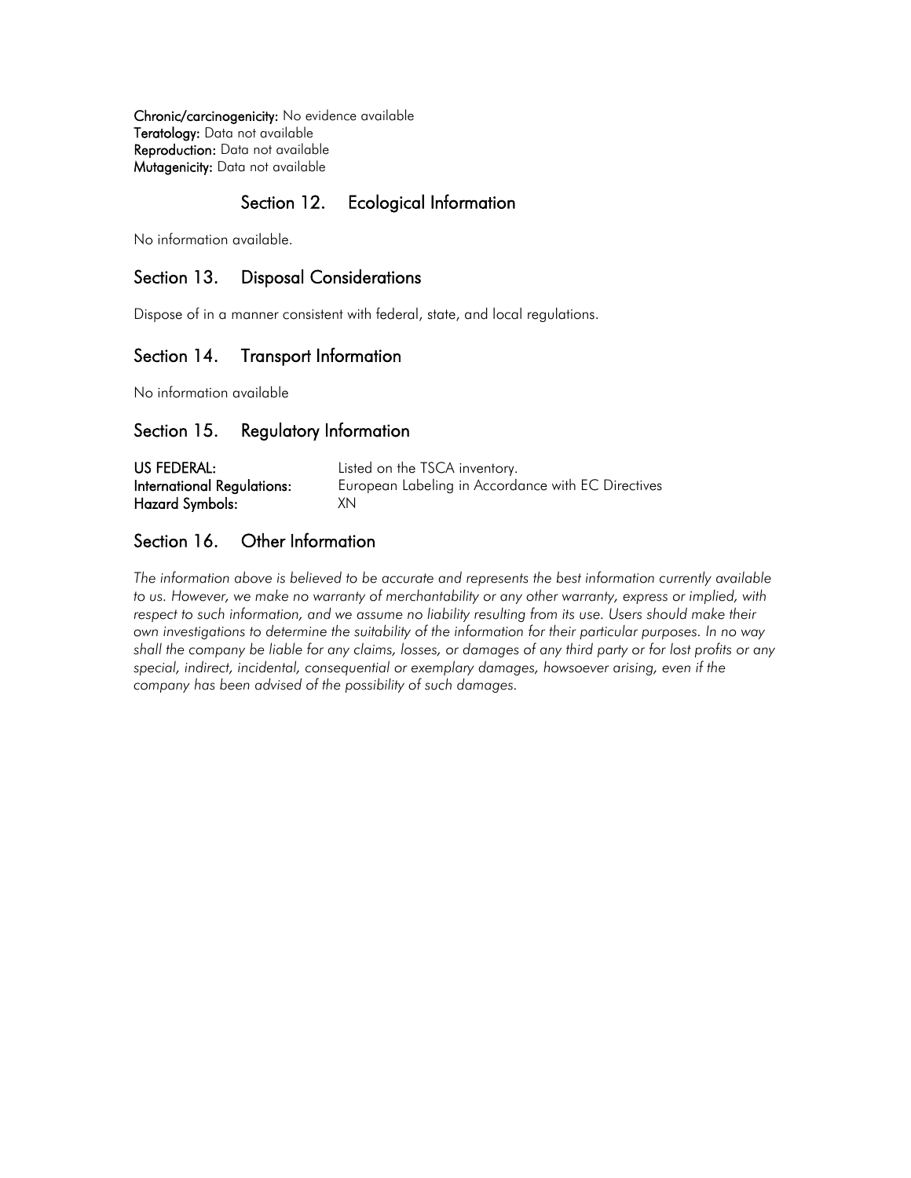**Chronic/carcinogenicity:** No evidence available
**Teratology:** Data not available
**Reproduction:** Data not available
**Mutagenicity:** Data not available

## Section 12. Ecological Information

No information available.

## Section 13. Disposal Considerations

Dispose of in a manner consistent with federal, state, and local regulations.

## Section 14. Transport Information

No information available

## Section 15. Regulatory Information

| | |
|---|---|
| **US FEDERAL:** | Listed on the TSCA inventory. |
| **International Regulations:** | European Labeling in Accordance with EC Directives |
| **Hazard Symbols:** | XN |

## Section 16. Other Information

*The information above is believed to be accurate and represents the best information currently available to us. However, we make no warranty of merchantability or any other warranty, express or implied, with respect to such information, and we assume no liability resulting from its use. Users should make their own investigations to determine the suitability of the information for their particular purposes. In no way shall the company be liable for any claims, losses, or damages of any third party or for lost profits or any special, indirect, incidental, consequential or exemplary damages, howsoever arising, even if the company has been advised of the possibility of such damages.*